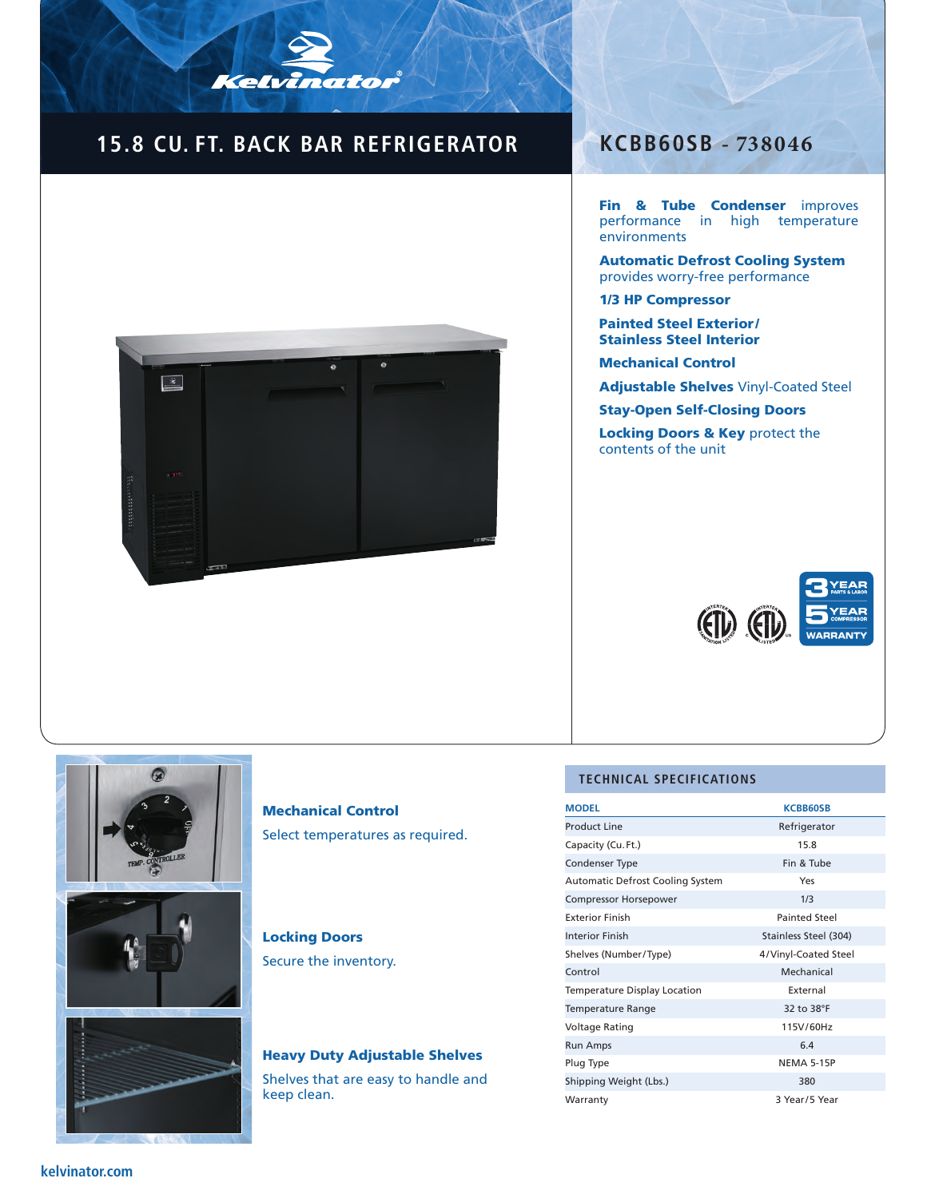# 15.8 CU. FT. BACK BAR REFRIGERATOR

## KCBB60SB - 738046

**Fin & Tube Condenser** improves performance in high temperature environments

**Automatic Defrost Cooling System** provides worry-free performance

**1/3 HP Compressor**

**Painted Steel Exterior/ Stainless Steel Interior**

**Mechanical Control**

**Adjustable Shelves** Vinyl-Coated Steel

**Stay-Open Self-Closing Doors**

**Locking Doors & Key** protect the contents of the unit

3 YEAR PARTS & LABOR
5 YEAR COMPRESSOR
WARRANTY

### Mechanical Control

Select temperatures as required.

### Locking Doors

Secure the inventory.

### Heavy Duty Adjustable Shelves

Shelves that are easy to handle and keep clean.

## TECHNICAL SPECIFICATIONS

| MODEL | KCBB60SB |
|---|---|
| Product Line | Refrigerator |
| Capacity (Cu.Ft.) | 15.8 |
| Condenser Type | Fin & Tube |
| Automatic Defrost Cooling System | Yes |
| Compressor Horsepower | 1/3 |
| Exterior Finish | Painted Steel |
| Interior Finish | Stainless Steel (304) |
| Shelves (Number/Type) | 4/Vinyl-Coated Steel |
| Control | Mechanical |
| Temperature Display Location | External |
| Temperature Range | 32 to 38°F |
| Voltage Rating | 115V/60Hz |
| Run Amps | 6.4 |
| Plug Type | NEMA 5-15P |
| Shipping Weight (Lbs.) | 380 |
| Warranty | 3 Year/5 Year |

kelvinator.com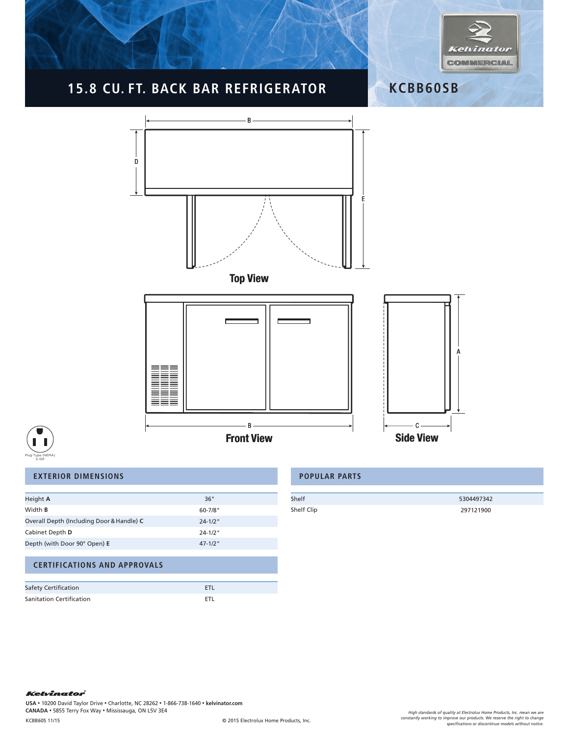# 15.8 CU. FT. BACK BAR REFRIGERATOR

## KCBB60SB

B

D

E

**Top View**

A

B

**Front View**

C

**Side View**

Plug Type (NEMA) 5-15P

## EXTERIOR DIMENSIONS

| | |
|---|---|
| Height **A** | 36" |
| Width **B** | 60-7/8" |
| Overall Depth (Including Door & Handle) **C** | 24-1/2" |
| Cabinet Depth **D** | 24-1/2" |
| Depth (with Door 90° Open) **E** | 47-1/2" |

## CERTIFICATIONS AND APPROVALS

| | |
|---|---|
| Safety Certification | ETL |
| Sanitation Certification | ETL |

## POPULAR PARTS

| | |
|---|---|
| Shelf | 5304497342 |
| Shelf Clip | 297121900 |

Kelvinator

**USA** • 10200 David Taylor Drive • Charlotte, NC 28262 • 1-866-738-1640 • **kelvinator.com**
**CANADA** • 5855 Terry Fox Way • Mississauga, ON L5V 3E4

KCBB60S 11/15

© 2015 Electrolux Home Products, Inc.

*High standards of quality at Electrolux Home Products, Inc. mean we are constantly working to improve our products. We reserve the right to change specifications or discontinue models without notice.*